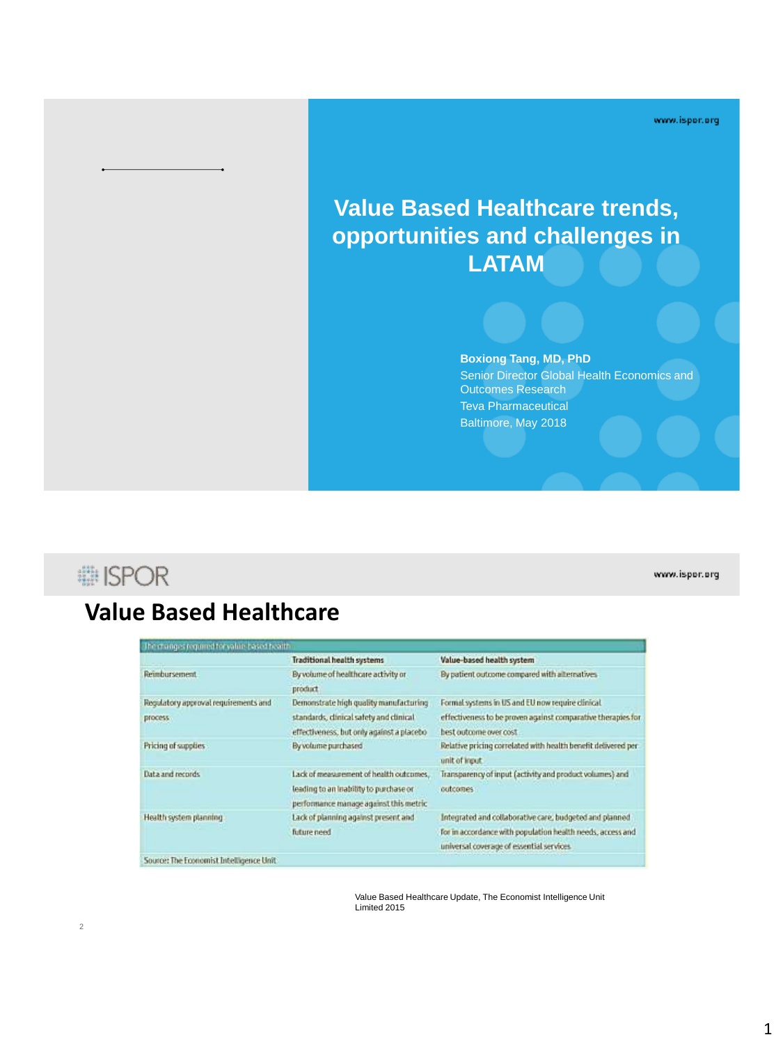# Value Based Healthcare trends, opportunities and challenges in LATAM

**Boxiong Tang, MD, PhD**
Senior Director Global Health Economics and Outcomes Research
Teva Pharmaceutical
Baltimore, May 2018

## Value Based Healthcare

| The changes required for value-based health | | |
|---|---|---|
| | **Traditional health systems** | **Value-based health system** |
| Reimbursement | By volume of healthcare activity or product | By patient outcome compared with alternatives |
| Regulatory approval requirements and process | Demonstrate high quality manufacturing standards, clinical safety and clinical effectiveness, but only against a placebo | Formal systems in US and EU now require clinical effectiveness to be proven against comparative therapies for best outcome over cost |
| Pricing of supplies | By volume purchased | Relative pricing correlated with health benefit delivered per unit of input |
| Data and records | Lack of measurement of health outcomes, leading to an inability to purchase or performance manage against this metric | Transparency of input (activity and product volumes) and outcomes |
| Health system planning | Lack of planning against present and future need | Integrated and collaborative care, budgeted and planned for in accordance with population health needs, access and universal coverage of essential services |
| Source: The Economist Intelligence Unit | | |

Value Based Healthcare Update, The Economist Intelligence Unit Limited 2015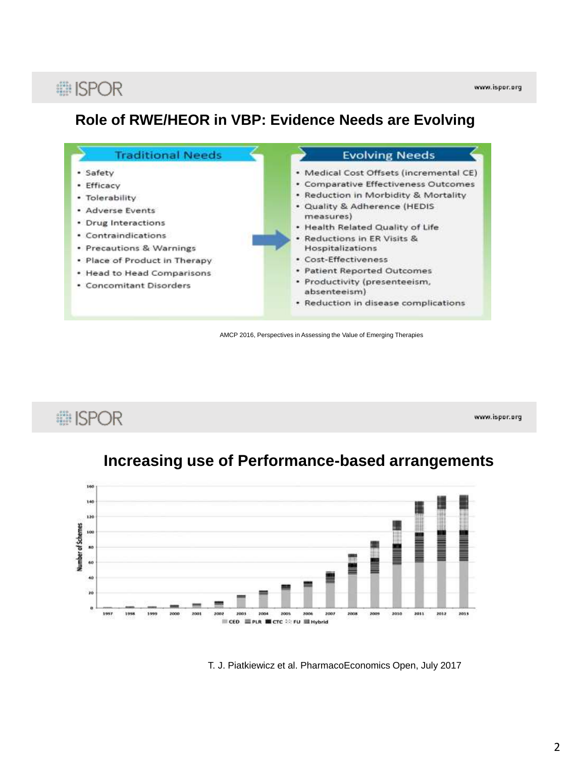## Role of RWE/HEOR in VBP: Evidence Needs are Evolving

| Traditional Needs | Evolving Needs |
| --- | --- |
| • Safety<br>• Efficacy<br>• Tolerability<br>• Adverse Events<br>• Drug Interactions<br>• Contraindications<br>• Precautions & Warnings<br>• Place of Product in Therapy<br>• Head to Head Comparisons<br>• Concomitant Disorders | • Medical Cost Offsets (incremental CE)<br>• Comparative Effectiveness Outcomes<br>• Reduction in Morbidity & Mortality<br>• Quality & Adherence (HEDIS measures)<br>• Health Related Quality of Life<br>• Reductions in ER Visits & Hospitalizations<br>• Cost-Effectiveness<br>• Patient Reported Outcomes<br>• Productivity (presenteeism, absenteeism)<br>• Reduction in disease complications |

AMCP 2016, Perspectives in Assessing the Value of Emerging Therapies

## Increasing use of Performance-based arrangements

Number of Schemes, 1997–2013 (legend: CED, PLR, CTC, FU, Hybrid)

T. J. Piatkiewicz et al. PharmacoEconomics Open, July 2017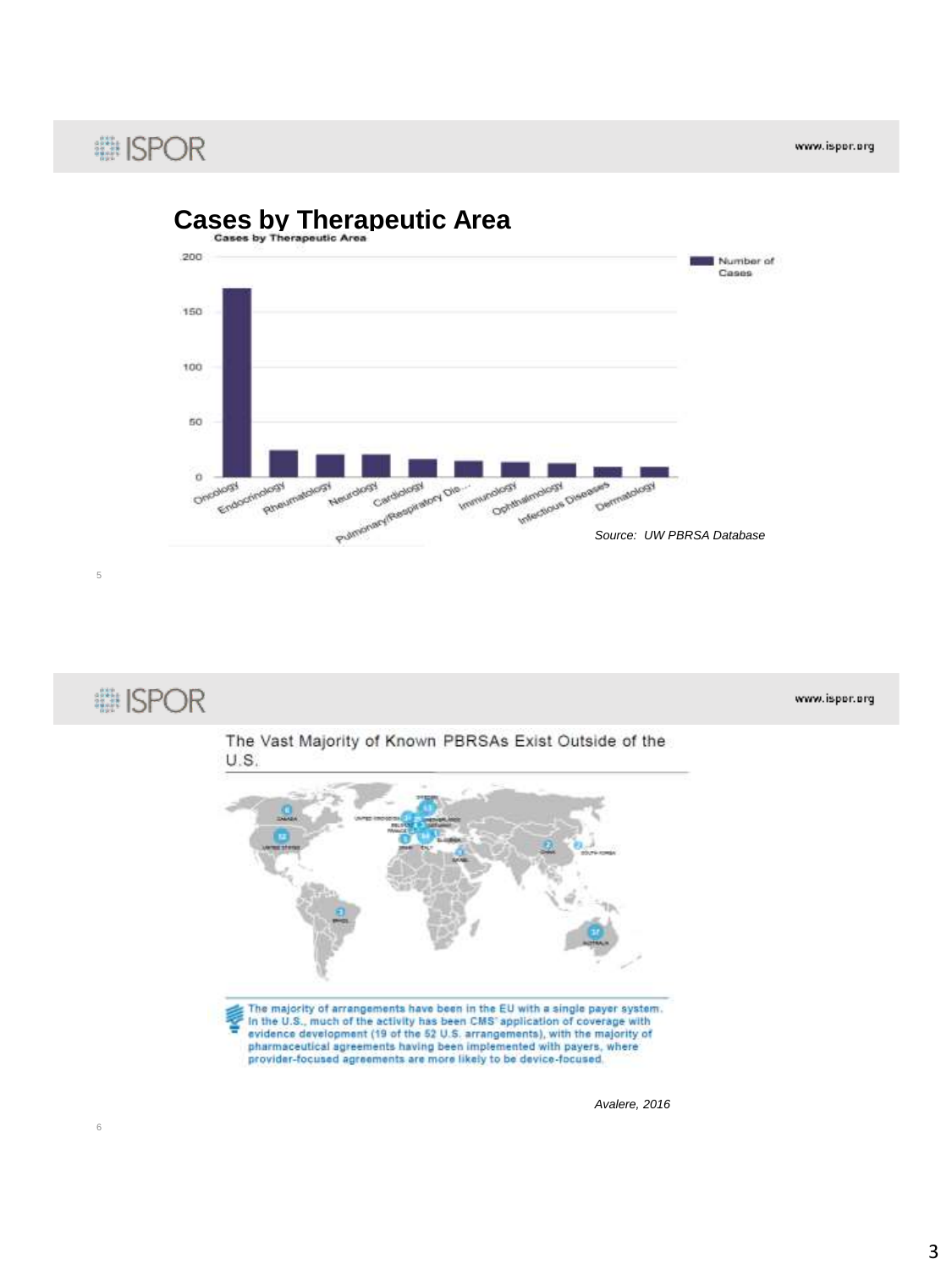## Cases by Therapeutic Area

Cases by Therapeutic Area

| Therapeutic Area | Number of Cases |
|---|---|
| Oncology | ~171 |
| Endocrinology | ~24 |
| Rheumatology | ~20 |
| Neurology | ~20 |
| Cardiology | ~16 |
| Pulmonary/Respiratory Dis... | ~14 |
| Immunology | ~13 |
| Ophthalmology | ~12 |
| Infectious Diseases | ~9 |
| Dermatology | ~9 |

*Source: UW PBRSA Database*

## The Vast Majority of Known PBRSAs Exist Outside of the U.S.

The majority of arrangements have been in the EU with a single payer system. In the U.S., much of the activity has been CMS' application of coverage with evidence development (19 of the 52 U.S. arrangements), with the majority of pharmaceutical agreements having been implemented with payers, where provider-focused agreements are more likely to be device-focused.

*Avalere, 2016*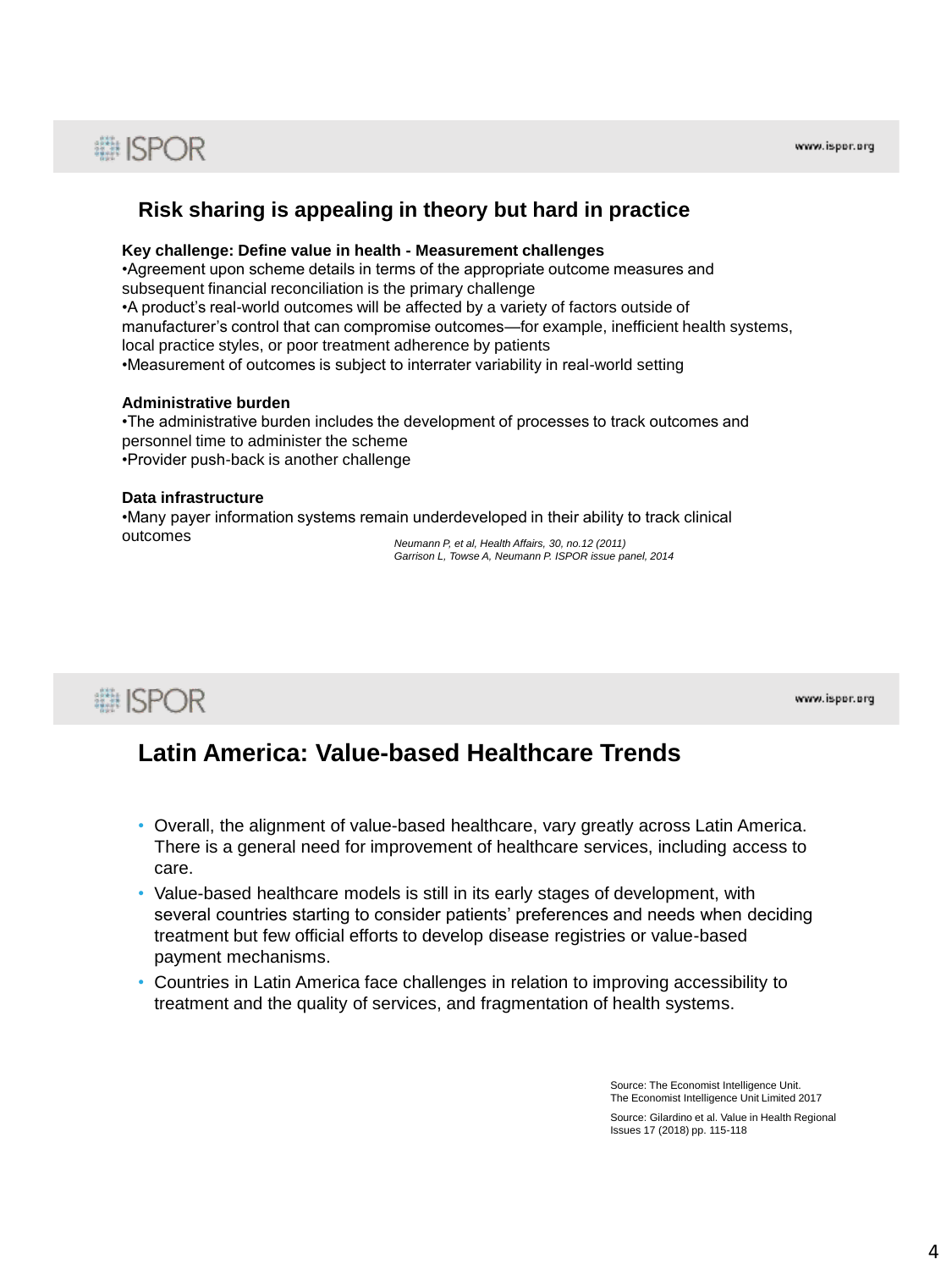## Risk sharing is appealing in theory but hard in practice

**Key challenge: Define value in health - Measurement challenges**

•Agreement upon scheme details in terms of the appropriate outcome measures and subsequent financial reconciliation is the primary challenge
•A product's real-world outcomes will be affected by a variety of factors outside of manufacturer's control that can compromise outcomes—for example, inefficient health systems, local practice styles, or poor treatment adherence by patients
•Measurement of outcomes is subject to interrater variability in real-world setting

**Administrative burden**

•The administrative burden includes the development of processes to track outcomes and personnel time to administer the scheme
•Provider push-back is another challenge

**Data infrastructure**

•Many payer information systems remain underdeveloped in their ability to track clinical outcomes

*Neumann P, et al, Health Affairs, 30, no.12 (2011)*
*Garrison L, Towse A, Neumann P. ISPOR issue panel, 2014*

## Latin America: Value-based Healthcare Trends

- Overall, the alignment of value-based healthcare, vary greatly across Latin America. There is a general need for improvement of healthcare services, including access to care.
- Value-based healthcare models is still in its early stages of development, with several countries starting to consider patients' preferences and needs when deciding treatment but few official efforts to develop disease registries or value-based payment mechanisms.
- Countries in Latin America face challenges in relation to improving accessibility to treatment and the quality of services, and fragmentation of health systems.

Source: The Economist Intelligence Unit. The Economist Intelligence Unit Limited 2017

Source: Gilardino et al. Value in Health Regional Issues 17 (2018) pp. 115-118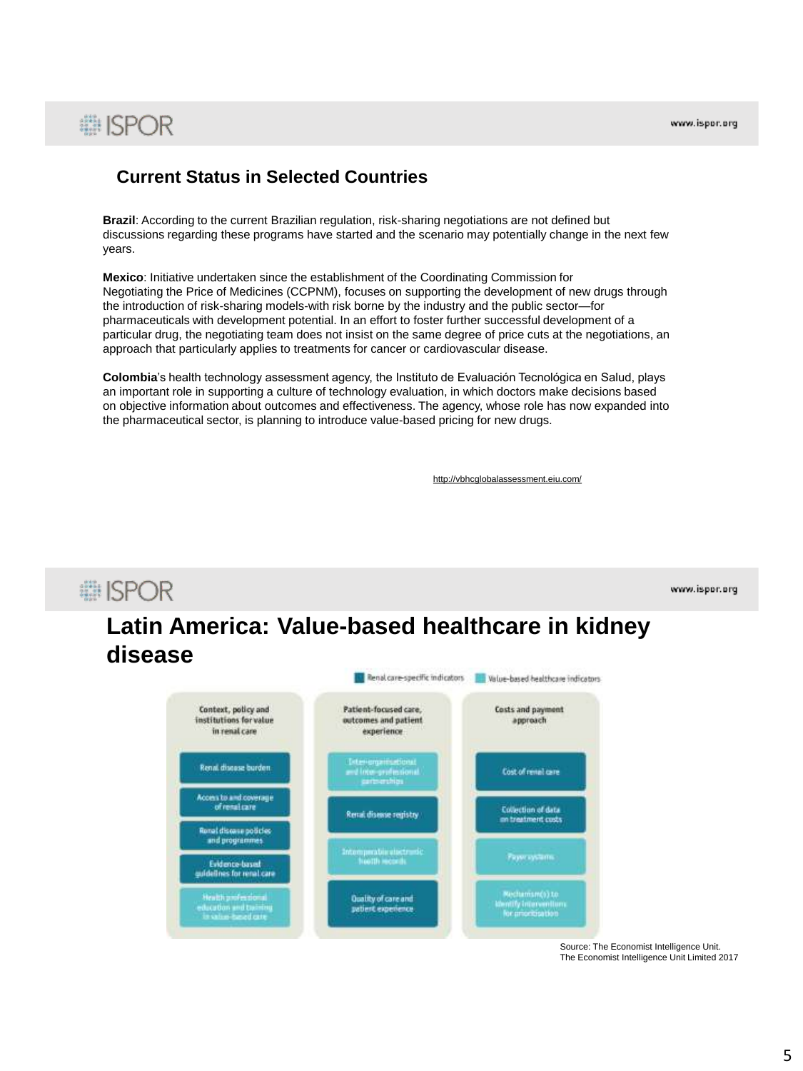## Current Status in Selected Countries

**Brazil**: According to the current Brazilian regulation, risk-sharing negotiations are not defined but discussions regarding these programs have started and the scenario may potentially change in the next few years.

**Mexico**: Initiative undertaken since the establishment of the Coordinating Commission for Negotiating the Price of Medicines (CCPNM), focuses on supporting the development of new drugs through the introduction of risk-sharing models-with risk borne by the industry and the public sector—for pharmaceuticals with development potential. In an effort to foster further successful development of a particular drug, the negotiating team does not insist on the same degree of price cuts at the negotiations, an approach that particularly applies to treatments for cancer or cardiovascular disease.

**Colombia**'s health technology assessment agency, the Instituto de Evaluación Tecnológica en Salud, plays an important role in supporting a culture of technology evaluation, in which doctors make decisions based on objective information about outcomes and effectiveness. The agency, whose role has now expanded into the pharmaceutical sector, is planning to introduce value-based pricing for new drugs.

http://vbhcglobalassessment.eiu.com/

## Latin America: Value-based healthcare in kidney disease

Renal care-specific indicators | Value-based healthcare indicators

| Context, policy and institutions for value in renal care | Patient-focused care, outcomes and patient experience | Costs and payment approach |
|---|---|---|
| Renal disease burden | Inter-organisational and inter-professional partnerships | Cost of renal care |
| Access to and coverage of renal care | Renal disease registry | Collection of data on treatment costs |
| Renal disease policies and programmes | Interoperable electronic health records | Payer systems |
| Evidence-based guidelines for renal care | Quality of care and patient experience | Mechanism(s) to identify interventions for prioritisation |
| Health professional education and training in value-based care | | |

Source: The Economist Intelligence Unit.
The Economist Intelligence Unit Limited 2017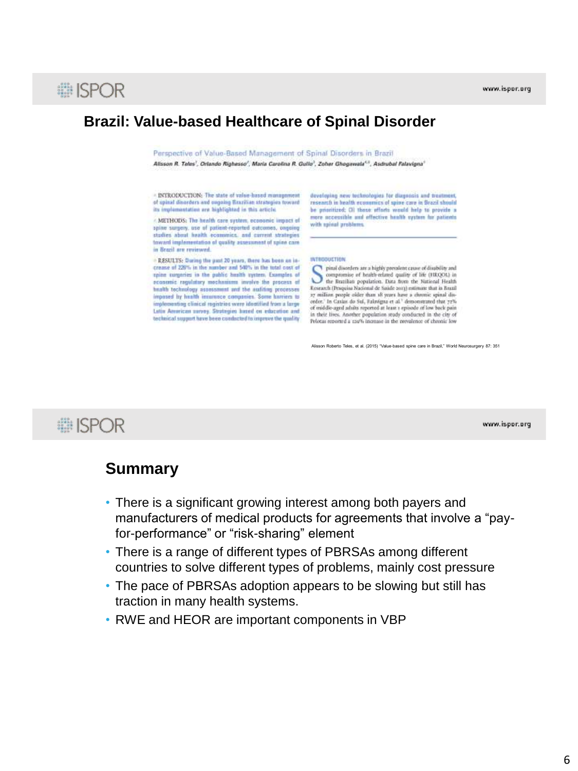## Brazil: Value-based Healthcare of Spinal Disorder

Perspective of Value-Based Management of Spinal Disorders in Brazil

*Alisson R. Teles[1], Orlando Righesso[2], Maria Carolina R. Gullo[3], Zoher Ghogawala[4,5], Asdrubal Falavigna[2]*

INTRODUCTION: The state of value-based management of spinal disorders and ongoing Brazilian strategies toward its implementation are highlighted in this article.

METHODS: The health care system, economic impact of spine surgery, use of patient-reported outcomes, ongoing studies about health economics, and current strategies toward implementation of quality assessment of spine care in Brazil are reviewed.

RESULTS: During the past 20 years, there has been an increase of 226% in the number and 540% in the total cost of spine surgeries in the public health system. Examples of economic regulatory mechanisms involve the process of health technology assessment and the auditing processes imposed by health insurance companies. Some barriers to implementing clinical registries were identified from a large Latin American survey. Strategies based on education and technical support have been conducted to improve the quality

developing new technologies for diagnosis and treatment, research in health economics of spine care in Brazil should be prioritized. All these efforts would help to provide a more accessible and effective health system for patients with spinal problems.

INTRODUCTION

Spinal disorders are a highly prevalent cause of disability and compromise of health-related quality of life (HRQOL) in the Brazilian population. Data from the National Health Research (Pesquisa Nacional de Saúde 2013) estimate that in Brazil 27 million people older than 18 years have a chronic spinal disorder. In Caxias do Sul, Falavigna et al. demonstrated that 72% of middle-aged adults reported at least 1 episode of low back pain in their lives. Another population study conducted in the city of Pelotas reported a 120% increase in the prevalence of chronic low

Alisson Roberto Teles, et al. (2015) "Value-based spine care in Brazil," World Neurosurgery 87: 351

## Summary

- There is a significant growing interest among both payers and manufacturers of medical products for agreements that involve a "pay-for-performance" or "risk-sharing" element
- There is a range of different types of PBRSAs among different countries to solve different types of problems, mainly cost pressure
- The pace of PBRSAs adoption appears to be slowing but still has traction in many health systems.
- RWE and HEOR are important components in VBP